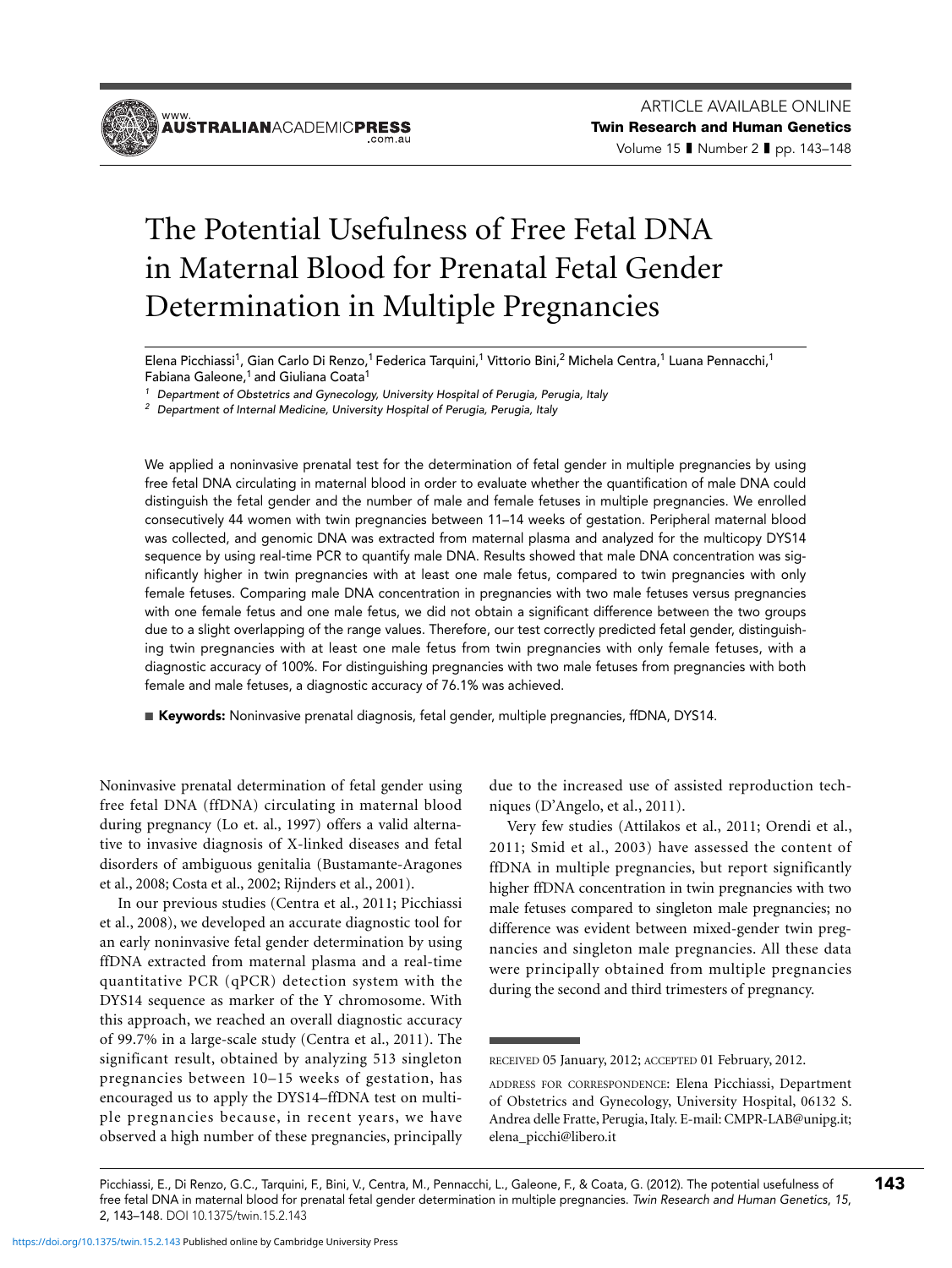# The Potential Usefulness of Free Fetal DNA in Maternal Blood for Prenatal Fetal Gender Determination in Multiple Pregnancies

Elena Picchiassi[1], Gian Carlo Di Renzo,[1] Federica Tarquini,[1] Vittorio Bini,[2] Michela Centra,[1] Luana Pennacchi,[1] Fabiana Galeone,[1] and Giuliana Coata[1]

[1] *Department of Obstetrics and Gynecology, University Hospital of Perugia, Perugia, Italy*

[2] *Department of Internal Medicine, University Hospital of Perugia, Perugia, Italy*

We applied a noninvasive prenatal test for the determination of fetal gender in multiple pregnancies by using free fetal DNA circulating in maternal blood in order to evaluate whether the quantification of male DNA could distinguish the fetal gender and the number of male and female fetuses in multiple pregnancies. We enrolled consecutively 44 women with twin pregnancies between 11–14 weeks of gestation. Peripheral maternal blood was collected, and genomic DNA was extracted from maternal plasma and analyzed for the multicopy DYS14 sequence by using real-time PCR to quantify male DNA. Results showed that male DNA concentration was significantly higher in twin pregnancies with at least one male fetus, compared to twin pregnancies with only female fetuses. Comparing male DNA concentration in pregnancies with two male fetuses versus pregnancies with one female fetus and one male fetus, we did not obtain a significant difference between the two groups due to a slight overlapping of the range values. Therefore, our test correctly predicted fetal gender, distinguishing twin pregnancies with at least one male fetus from twin pregnancies with only female fetuses, with a diagnostic accuracy of 100%. For distinguishing pregnancies with two male fetuses from pregnancies with both female and male fetuses, a diagnostic accuracy of 76.1% was achieved.

**Keywords:** Noninvasive prenatal diagnosis, fetal gender, multiple pregnancies, ffDNA, DYS14.

Noninvasive prenatal determination of fetal gender using free fetal DNA (ffDNA) circulating in maternal blood during pregnancy (Lo et. al., 1997) offers a valid alternative to invasive diagnosis of X-linked diseases and fetal disorders of ambiguous genitalia (Bustamante-Aragones et al., 2008; Costa et al., 2002; Rijnders et al., 2001).

In our previous studies (Centra et al., 2011; Picchiassi et al., 2008), we developed an accurate diagnostic tool for an early noninvasive fetal gender determination by using ffDNA extracted from maternal plasma and a real-time quantitative PCR (qPCR) detection system with the DYS14 sequence as marker of the Y chromosome. With this approach, we reached an overall diagnostic accuracy of 99.7% in a large-scale study (Centra et al., 2011). The significant result, obtained by analyzing 513 singleton pregnancies between 10–15 weeks of gestation, has encouraged us to apply the DYS14–ffDNA test on multiple pregnancies because, in recent years, we have observed a high number of these pregnancies, principally due to the increased use of assisted reproduction techniques (D'Angelo, et al., 2011).

Very few studies (Attilakos et al., 2011; Orendi et al., 2011; Smid et al., 2003) have assessed the content of ffDNA in multiple pregnancies, but report significantly higher ffDNA concentration in twin pregnancies with two male fetuses compared to singleton male pregnancies; no difference was evident between mixed-gender twin pregnancies and singleton male pregnancies. All these data were principally obtained from multiple pregnancies during the second and third trimesters of pregnancy.

RECEIVED 05 January, 2012; ACCEPTED 01 February, 2012.

ADDRESS FOR CORRESPONDENCE: Elena Picchiassi, Department of Obstetrics and Gynecology, University Hospital, 06132 S. Andrea delle Fratte, Perugia, Italy. E-mail: CMPR-LAB@unipg.it; elena_picchi@libero.it

Picchiassi, E., Di Renzo, G.C., Tarquini, F., Bini, V., Centra, M., Pennacchi, L., Galeone, F., & Coata, G. (2012). The potential usefulness of free fetal DNA in maternal blood for prenatal fetal gender determination in multiple pregnancies. *Twin Research and Human Genetics, 15*, 2, 143–148. DOI 10.1375/twin.15.2.143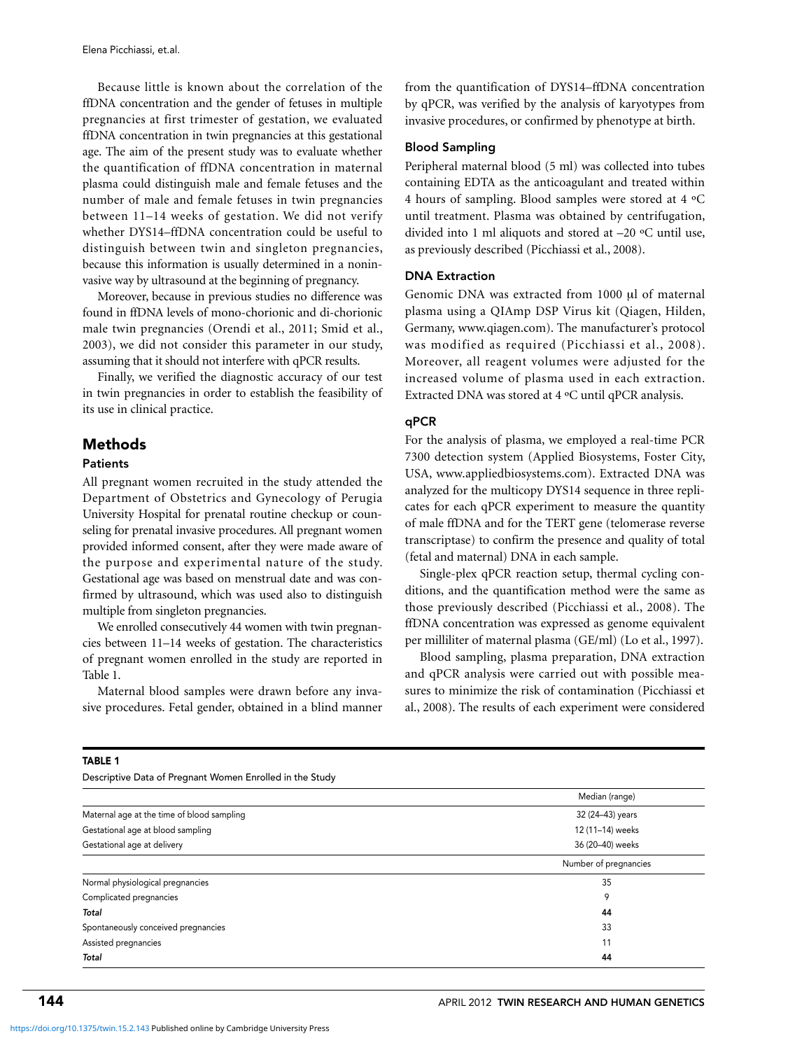Because little is known about the correlation of the ffDNA concentration and the gender of fetuses in multiple pregnancies at first trimester of gestation, we evaluated ffDNA concentration in twin pregnancies at this gestational age. The aim of the present study was to evaluate whether the quantification of ffDNA concentration in maternal plasma could distinguish male and female fetuses and the number of male and female fetuses in twin pregnancies between 11–14 weeks of gestation. We did not verify whether DYS14–ffDNA concentration could be useful to distinguish between twin and singleton pregnancies, because this information is usually determined in a noninvasive way by ultrasound at the beginning of pregnancy.

Moreover, because in previous studies no difference was found in ffDNA levels of mono-chorionic and di-chorionic male twin pregnancies (Orendi et al., 2011; Smid et al., 2003), we did not consider this parameter in our study, assuming that it should not interfere with qPCR results.

Finally, we verified the diagnostic accuracy of our test in twin pregnancies in order to establish the feasibility of its use in clinical practice.

## Methods

### Patients

All pregnant women recruited in the study attended the Department of Obstetrics and Gynecology of Perugia University Hospital for prenatal routine checkup or counseling for prenatal invasive procedures. All pregnant women provided informed consent, after they were made aware of the purpose and experimental nature of the study. Gestational age was based on menstrual date and was confirmed by ultrasound, which was used also to distinguish multiple from singleton pregnancies.

We enrolled consecutively 44 women with twin pregnancies between 11–14 weeks of gestation. The characteristics of pregnant women enrolled in the study are reported in Table 1.

Maternal blood samples were drawn before any invasive procedures. Fetal gender, obtained in a blind manner from the quantification of DYS14–ffDNA concentration by qPCR, was verified by the analysis of karyotypes from invasive procedures, or confirmed by phenotype at birth.

### Blood Sampling

Peripheral maternal blood (5 ml) was collected into tubes containing EDTA as the anticoagulant and treated within 4 hours of sampling. Blood samples were stored at 4 ºC until treatment. Plasma was obtained by centrifugation, divided into 1 ml aliquots and stored at –20 ºC until use, as previously described (Picchiassi et al., 2008).

### DNA Extraction

Genomic DNA was extracted from 1000 μl of maternal plasma using a QIAmp DSP Virus kit (Qiagen, Hilden, Germany, www.qiagen.com). The manufacturer's protocol was modified as required (Picchiassi et al., 2008). Moreover, all reagent volumes were adjusted for the increased volume of plasma used in each extraction. Extracted DNA was stored at 4 ºC until qPCR analysis.

### qPCR

For the analysis of plasma, we employed a real-time PCR 7300 detection system (Applied Biosystems, Foster City, USA, www.appliedbiosystems.com). Extracted DNA was analyzed for the multicopy DYS14 sequence in three replicates for each qPCR experiment to measure the quantity of male ffDNA and for the TERT gene (telomerase reverse transcriptase) to confirm the presence and quality of total (fetal and maternal) DNA in each sample.

Single-plex qPCR reaction setup, thermal cycling conditions, and the quantification method were the same as those previously described (Picchiassi et al., 2008). The ffDNA concentration was expressed as genome equivalent per milliliter of maternal plasma (GE/ml) (Lo et al., 1997).

Blood sampling, plasma preparation, DNA extraction and qPCR analysis were carried out with possible measures to minimize the risk of contamination (Picchiassi et al., 2008). The results of each experiment were considered

**TABLE 1**

Descriptive Data of Pregnant Women Enrolled in the Study

| | Median (range) |
|---|---|
| Maternal age at the time of blood sampling | 32 (24–43) years |
| Gestational age at blood sampling | 12 (11–14) weeks |
| Gestational age at delivery | 36 (20–40) weeks |
| | Number of pregnancies |
| Normal physiological pregnancies | 35 |
| Complicated pregnancies | 9 |
| ***Total*** | **44** |
| Spontaneously conceived pregnancies | 33 |
| Assisted pregnancies | 11 |
| ***Total*** | **44** |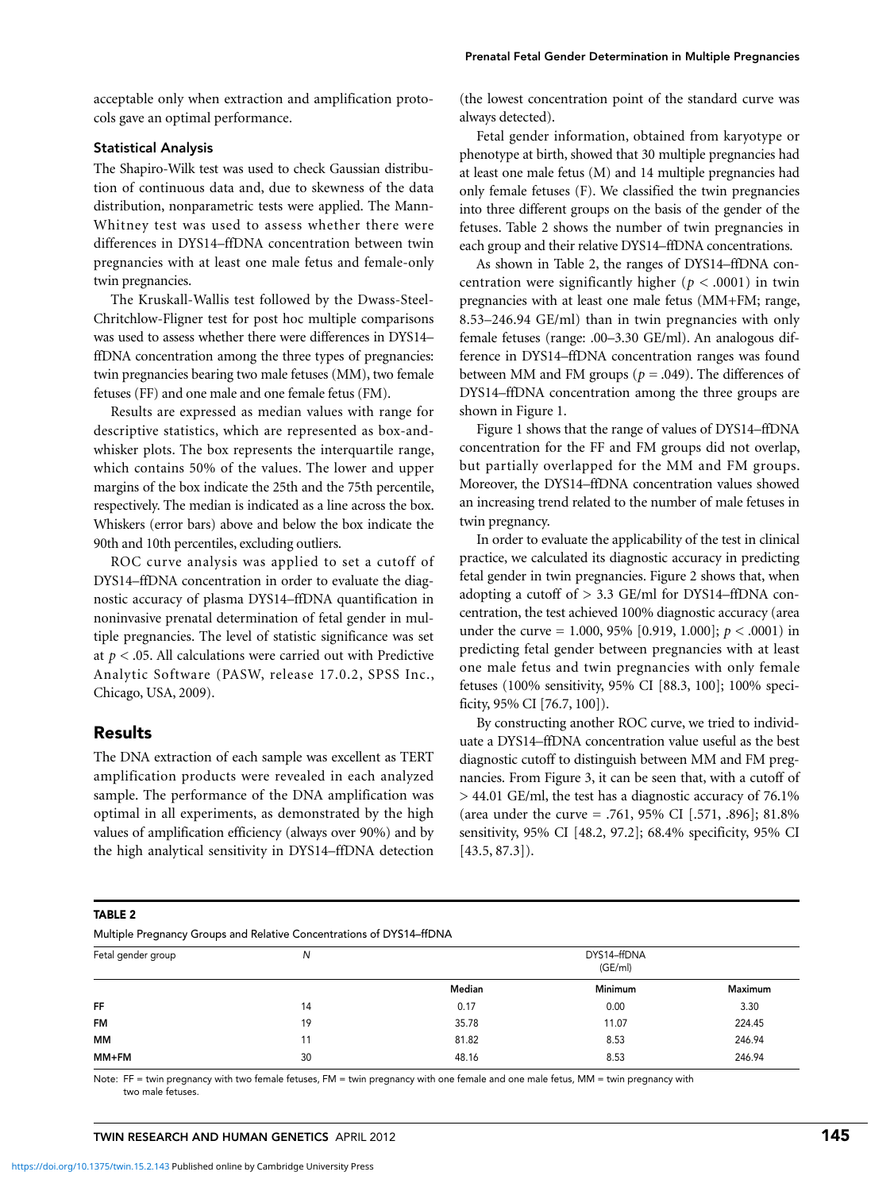acceptable only when extraction and amplification protocols gave an optimal performance.

### Statistical Analysis

The Shapiro-Wilk test was used to check Gaussian distribution of continuous data and, due to skewness of the data distribution, nonparametric tests were applied. The Mann-Whitney test was used to assess whether there were differences in DYS14–ffDNA concentration between twin pregnancies with at least one male fetus and female-only twin pregnancies.

The Kruskall-Wallis test followed by the Dwass-Steel-Chritchlow-Fligner test for post hoc multiple comparisons was used to assess whether there were differences in DYS14–ffDNA concentration among the three types of pregnancies: twin pregnancies bearing two male fetuses (MM), two female fetuses (FF) and one male and one female fetus (FM).

Results are expressed as median values with range for descriptive statistics, which are represented as box-and-whisker plots. The box represents the interquartile range, which contains 50% of the values. The lower and upper margins of the box indicate the 25th and the 75th percentile, respectively. The median is indicated as a line across the box. Whiskers (error bars) above and below the box indicate the 90th and 10th percentiles, excluding outliers.

ROC curve analysis was applied to set a cutoff of DYS14–ffDNA concentration in order to evaluate the diagnostic accuracy of plasma DYS14–ffDNA quantification in noninvasive prenatal determination of fetal gender in multiple pregnancies. The level of statistic significance was set at $p < .05$. All calculations were carried out with Predictive Analytic Software (PASW, release 17.0.2, SPSS Inc., Chicago, USA, 2009).

## Results

The DNA extraction of each sample was excellent as TERT amplification products were revealed in each analyzed sample. The performance of the DNA amplification was optimal in all experiments, as demonstrated by the high values of amplification efficiency (always over 90%) and by the high analytical sensitivity in DYS14–ffDNA detection (the lowest concentration point of the standard curve was always detected).

Fetal gender information, obtained from karyotype or phenotype at birth, showed that 30 multiple pregnancies had at least one male fetus (M) and 14 multiple pregnancies had only female fetuses (F). We classified the twin pregnancies into three different groups on the basis of the gender of the fetuses. Table 2 shows the number of twin pregnancies in each group and their relative DYS14–ffDNA concentrations.

As shown in Table 2, the ranges of DYS14–ffDNA concentration were significantly higher ($p < .0001$) in twin pregnancies with at least one male fetus (MM+FM; range, 8.53–246.94 GE/ml) than in twin pregnancies with only female fetuses (range: .00–3.30 GE/ml). An analogous difference in DYS14–ffDNA concentration ranges was found between MM and FM groups ($p = .049$). The differences of DYS14–ffDNA concentration among the three groups are shown in Figure 1.

Figure 1 shows that the range of values of DYS14–ffDNA concentration for the FF and FM groups did not overlap, but partially overlapped for the MM and FM groups. Moreover, the DYS14–ffDNA concentration values showed an increasing trend related to the number of male fetuses in twin pregnancy.

In order to evaluate the applicability of the test in clinical practice, we calculated its diagnostic accuracy in predicting fetal gender in twin pregnancies. Figure 2 shows that, when adopting a cutoff of > 3.3 GE/ml for DYS14–ffDNA concentration, the test achieved 100% diagnostic accuracy (area under the curve = 1.000, 95% [0.919, 1.000]; $p < .0001$) in predicting fetal gender between pregnancies with at least one male fetus and twin pregnancies with only female fetuses (100% sensitivity, 95% CI [88.3, 100]; 100% specificity, 95% CI [76.7, 100]).

By constructing another ROC curve, we tried to individuate a DYS14–ffDNA concentration value useful as the best diagnostic cutoff to distinguish between MM and FM pregnancies. From Figure 3, it can be seen that, with a cutoff of > 44.01 GE/ml, the test has a diagnostic accuracy of 76.1% (area under the curve = .761, 95% CI [.571, .896]; 81.8% sensitivity, 95% CI [48.2, 97.2]; 68.4% specificity, 95% CI [43.5, 87.3]).

**TABLE 2**

Multiple Pregnancy Groups and Relative Concentrations of DYS14–ffDNA

| Fetal gender group | N | DYS14–ffDNA (GE/ml) | | |
|---|---|---|---|---|
| | | Median | Minimum | Maximum |
| FF | 14 | 0.17 | 0.00 | 3.30 |
| FM | 19 | 35.78 | 11.07 | 224.45 |
| MM | 11 | 81.82 | 8.53 | 246.94 |
| MM+FM | 30 | 48.16 | 8.53 | 246.94 |

Note: FF = twin pregnancy with two female fetuses, FM = twin pregnancy with one female and one male fetus, MM = twin pregnancy with two male fetuses.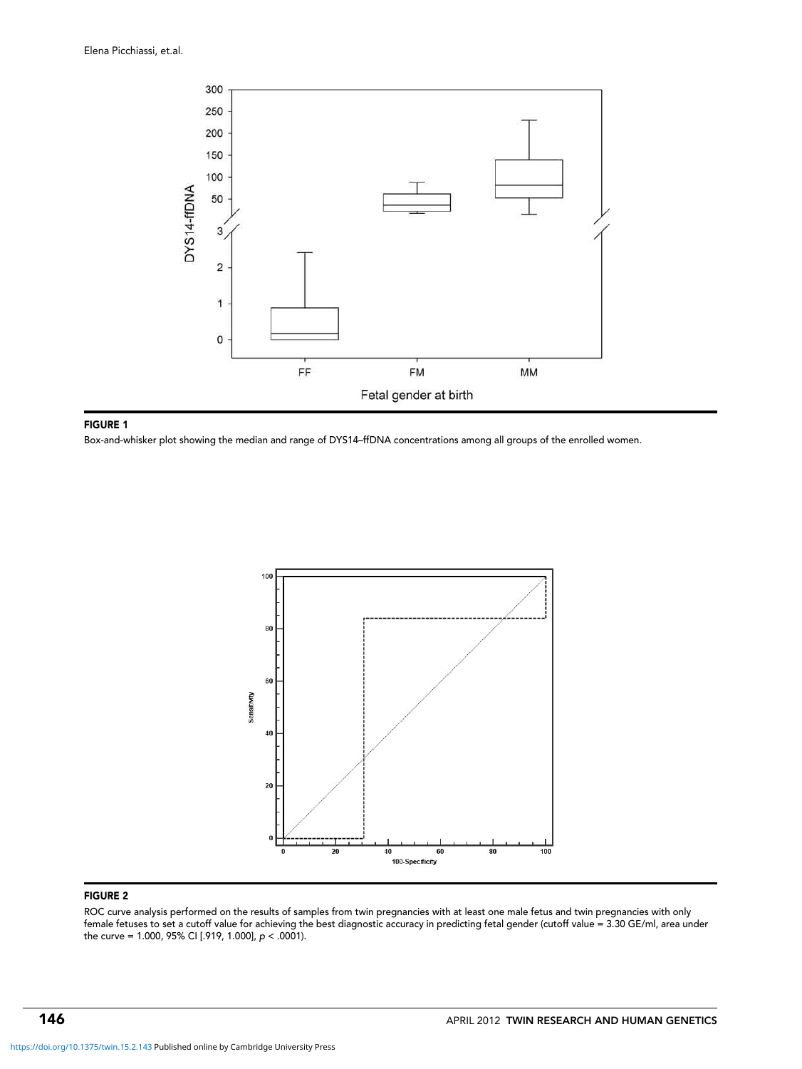**FIGURE 1**

Box-and-whisker plot showing the median and range of DYS14–ffDNA concentrations among all groups of the enrolled women.

**FIGURE 2**

ROC curve analysis performed on the results of samples from twin pregnancies with at least one male fetus and twin pregnancies with only female fetuses to set a cutoff value for achieving the best diagnostic accuracy in predicting fetal gender (cutoff value = 3.30 GE/ml, area under the curve = 1.000, 95% CI [.919, 1.000], $p < .0001$).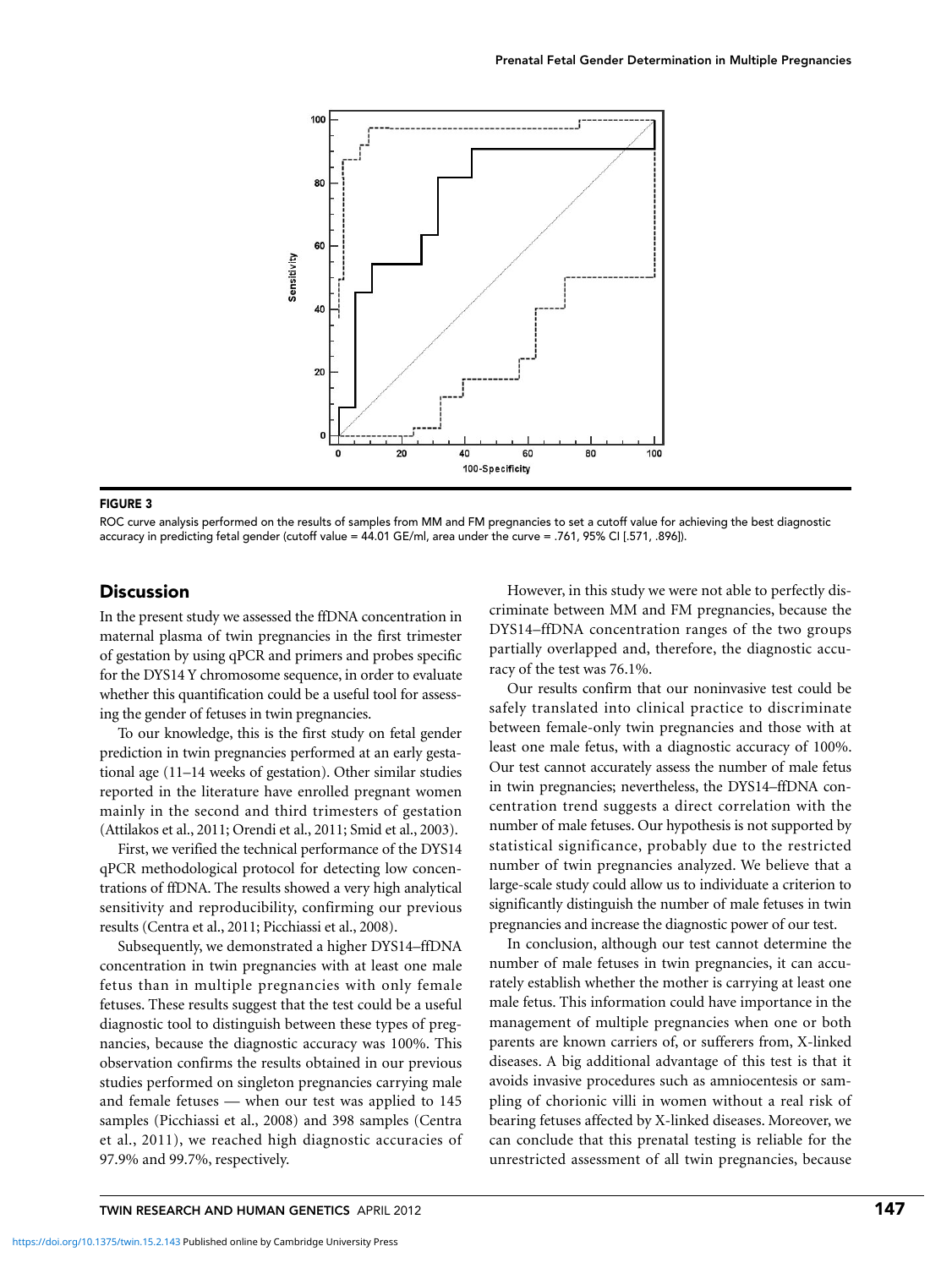**FIGURE 3**

ROC curve analysis performed on the results of samples from MM and FM pregnancies to set a cutoff value for achieving the best diagnostic accuracy in predicting fetal gender (cutoff value = 44.01 GE/ml, area under the curve = .761, 95% CI [.571, .896]).

## Discussion

In the present study we assessed the ffDNA concentration in maternal plasma of twin pregnancies in the first trimester of gestation by using qPCR and primers and probes specific for the DYS14 Y chromosome sequence, in order to evaluate whether this quantification could be a useful tool for assessing the gender of fetuses in twin pregnancies.

To our knowledge, this is the first study on fetal gender prediction in twin pregnancies performed at an early gestational age (11–14 weeks of gestation). Other similar studies reported in the literature have enrolled pregnant women mainly in the second and third trimesters of gestation (Attilakos et al., 2011; Orendi et al., 2011; Smid et al., 2003).

First, we verified the technical performance of the DYS14 qPCR methodological protocol for detecting low concentrations of ffDNA. The results showed a very high analytical sensitivity and reproducibility, confirming our previous results (Centra et al., 2011; Picchiassi et al., 2008).

Subsequently, we demonstrated a higher DYS14–ffDNA concentration in twin pregnancies with at least one male fetus than in multiple pregnancies with only female fetuses. These results suggest that the test could be a useful diagnostic tool to distinguish between these types of pregnancies, because the diagnostic accuracy was 100%. This observation confirms the results obtained in our previous studies performed on singleton pregnancies carrying male and female fetuses — when our test was applied to 145 samples (Picchiassi et al., 2008) and 398 samples (Centra et al., 2011), we reached high diagnostic accuracies of 97.9% and 99.7%, respectively.

However, in this study we were not able to perfectly discriminate between MM and FM pregnancies, because the DYS14–ffDNA concentration ranges of the two groups partially overlapped and, therefore, the diagnostic accuracy of the test was 76.1%.

Our results confirm that our noninvasive test could be safely translated into clinical practice to discriminate between female-only twin pregnancies and those with at least one male fetus, with a diagnostic accuracy of 100%. Our test cannot accurately assess the number of male fetus in twin pregnancies; nevertheless, the DYS14–ffDNA concentration trend suggests a direct correlation with the number of male fetuses. Our hypothesis is not supported by statistical significance, probably due to the restricted number of twin pregnancies analyzed. We believe that a large-scale study could allow us to individuate a criterion to significantly distinguish the number of male fetuses in twin pregnancies and increase the diagnostic power of our test.

In conclusion, although our test cannot determine the number of male fetuses in twin pregnancies, it can accurately establish whether the mother is carrying at least one male fetus. This information could have importance in the management of multiple pregnancies when one or both parents are known carriers of, or sufferers from, X-linked diseases. A big additional advantage of this test is that it avoids invasive procedures such as amniocentesis or sampling of chorionic villi in women without a real risk of bearing fetuses affected by X-linked diseases. Moreover, we can conclude that this prenatal testing is reliable for the unrestricted assessment of all twin pregnancies, because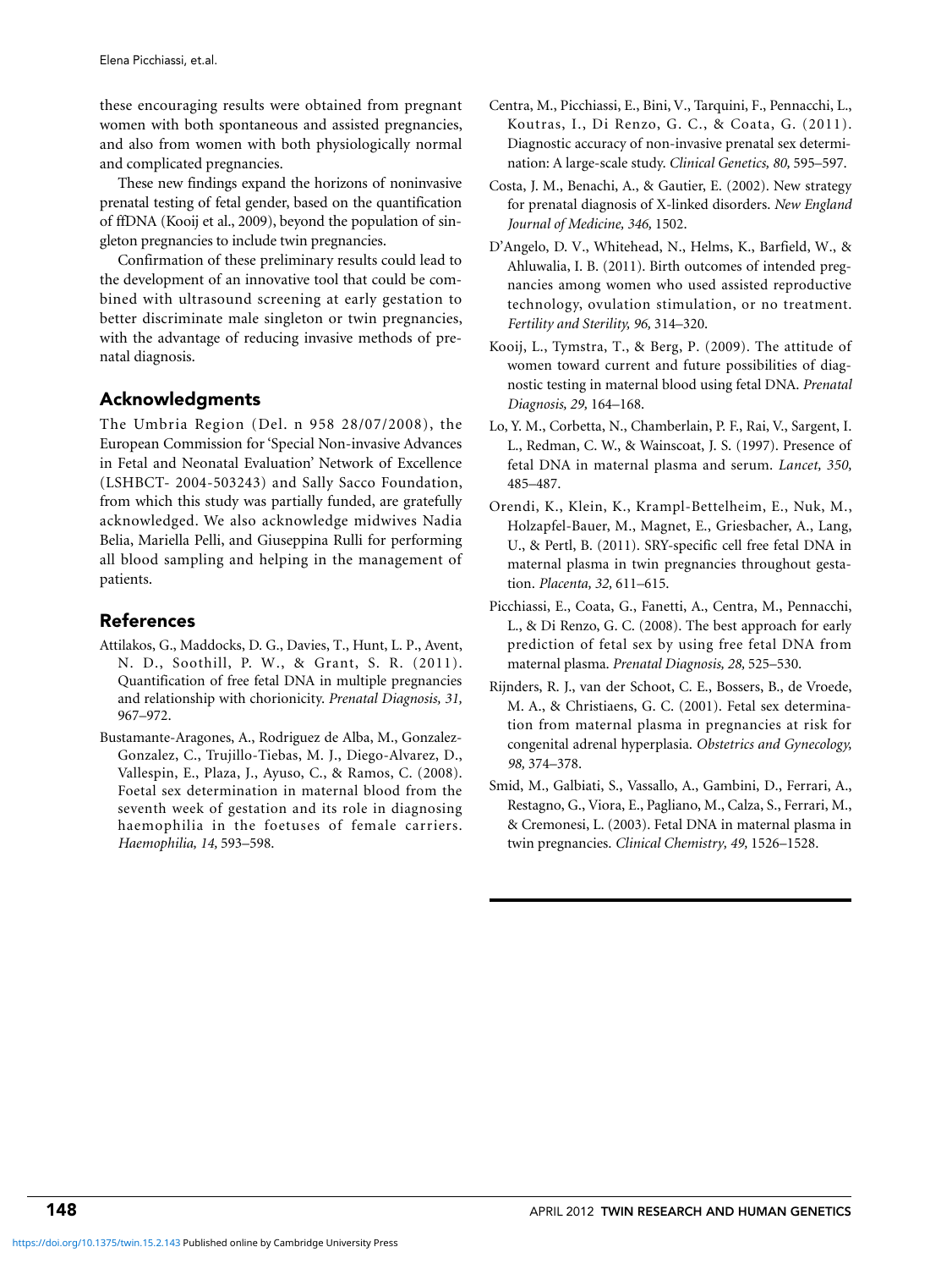these encouraging results were obtained from pregnant women with both spontaneous and assisted pregnancies, and also from women with both physiologically normal and complicated pregnancies.

These new findings expand the horizons of noninvasive prenatal testing of fetal gender, based on the quantification of ffDNA (Kooij et al., 2009), beyond the population of singleton pregnancies to include twin pregnancies.

Confirmation of these preliminary results could lead to the development of an innovative tool that could be combined with ultrasound screening at early gestation to better discriminate male singleton or twin pregnancies, with the advantage of reducing invasive methods of prenatal diagnosis.

## Acknowledgments

The Umbria Region (Del. n 958 28/07/2008), the European Commission for 'Special Non-invasive Advances in Fetal and Neonatal Evaluation' Network of Excellence (LSHBCT- 2004-503243) and Sally Sacco Foundation, from which this study was partially funded, are gratefully acknowledged. We also acknowledge midwives Nadia Belia, Mariella Pelli, and Giuseppina Rulli for performing all blood sampling and helping in the management of patients.

## References

Attilakos, G., Maddocks, D. G., Davies, T., Hunt, L. P., Avent, N. D., Soothill, P. W., & Grant, S. R. (2011). Quantification of free fetal DNA in multiple pregnancies and relationship with chorionicity. *Prenatal Diagnosis, 31,* 967–972.

Bustamante-Aragones, A., Rodriguez de Alba, M., Gonzalez-Gonzalez, C., Trujillo-Tiebas, M. J., Diego-Alvarez, D., Vallespin, E., Plaza, J., Ayuso, C., & Ramos, C. (2008). Foetal sex determination in maternal blood from the seventh week of gestation and its role in diagnosing haemophilia in the foetuses of female carriers. *Haemophilia, 14,* 593–598.

Centra, M., Picchiassi, E., Bini, V., Tarquini, F., Pennacchi, L., Koutras, I., Di Renzo, G. C., & Coata, G. (2011). Diagnostic accuracy of non-invasive prenatal sex determination: A large-scale study. *Clinical Genetics, 80,* 595–597.

Costa, J. M., Benachi, A., & Gautier, E. (2002). New strategy for prenatal diagnosis of X-linked disorders. *New England Journal of Medicine, 346,* 1502.

D'Angelo, D. V., Whitehead, N., Helms, K., Barfield, W., & Ahluwalia, I. B. (2011). Birth outcomes of intended pregnancies among women who used assisted reproductive technology, ovulation stimulation, or no treatment. *Fertility and Sterility, 96,* 314–320.

Kooij, L., Tymstra, T., & Berg, P. (2009). The attitude of women toward current and future possibilities of diagnostic testing in maternal blood using fetal DNA. *Prenatal Diagnosis, 29,* 164–168.

Lo, Y. M., Corbetta, N., Chamberlain, P. F., Rai, V., Sargent, I. L., Redman, C. W., & Wainscoat, J. S. (1997). Presence of fetal DNA in maternal plasma and serum. *Lancet, 350,* 485–487.

Orendi, K., Klein, K., Krampl-Bettelheim, E., Nuk, M., Holzapfel-Bauer, M., Magnet, E., Griesbacher, A., Lang, U., & Pertl, B. (2011). SRY-specific cell free fetal DNA in maternal plasma in twin pregnancies throughout gestation. *Placenta, 32,* 611–615.

Picchiassi, E., Coata, G., Fanetti, A., Centra, M., Pennacchi, L., & Di Renzo, G. C. (2008). The best approach for early prediction of fetal sex by using free fetal DNA from maternal plasma. *Prenatal Diagnosis, 28,* 525–530.

Rijnders, R. J., van der Schoot, C. E., Bossers, B., de Vroede, M. A., & Christiaens, G. C. (2001). Fetal sex determination from maternal plasma in pregnancies at risk for congenital adrenal hyperplasia. *Obstetrics and Gynecology, 98,* 374–378.

Smid, M., Galbiati, S., Vassallo, A., Gambini, D., Ferrari, A., Restagno, G., Viora, E., Pagliano, M., Calza, S., Ferrari, M., & Cremonesi, L. (2003). Fetal DNA in maternal plasma in twin pregnancies. *Clinical Chemistry, 49,* 1526–1528.